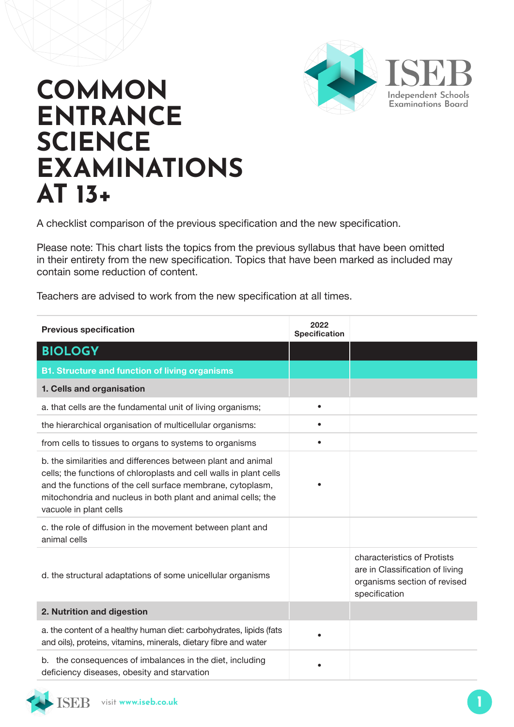# COMMON ENTRANCE SCIENCE EXAMINATIONS AT 13+

A checklist comparison of the previous specification and the new specification.

Please note: This chart lists the topics from the previous syllabus that have been omitted in their entirety from the new specification. Topics that have been marked as included may contain some reduction of content.

Teachers are advised to work from the new specification at all times.

| Previous specification | 2022 Specification | |
|---|---|---|
| **BIOLOGY** | | |
| **B1. Structure and function of living organisms** | | |
| **1. Cells and organisation** | | |
| a. that cells are the fundamental unit of living organisms; | • | |
| the hierarchical organisation of multicellular organisms: | • | |
| from cells to tissues to organs to systems to organisms | • | |
| b. the similarities and differences between plant and animal cells; the functions of chloroplasts and cell walls in plant cells and the functions of the cell surface membrane, cytoplasm, mitochondria and nucleus in both plant and animal cells; the vacuole in plant cells | • | |
| c. the role of diffusion in the movement between plant and animal cells | | |
| d. the structural adaptations of some unicellular organisms | | characteristics of Protists are in Classification of living organisms section of revised specification |
| **2. Nutrition and digestion** | | |
| a. the content of a healthy human diet: carbohydrates, lipids (fats and oils), proteins, vitamins, minerals, dietary fibre and water | • | |
| b. the consequences of imbalances in the diet, including deficiency diseases, obesity and starvation | • | |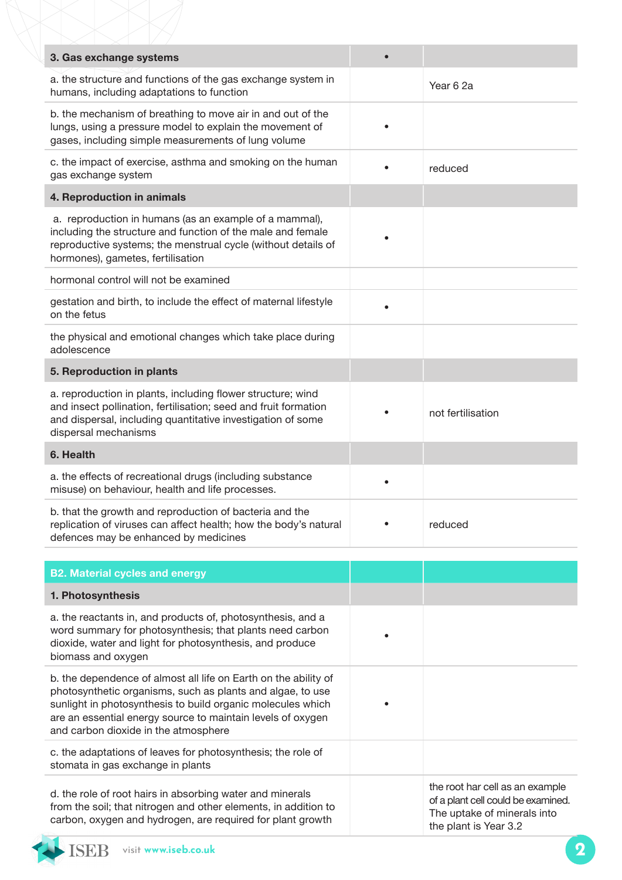| | | |
|---|---|---|
| **3. Gas exchange systems** | • | |
| a. the structure and functions of the gas exchange system in humans, including adaptations to function | | Year 6 2a |
| b. the mechanism of breathing to move air in and out of the lungs, using a pressure model to explain the movement of gases, including simple measurements of lung volume | • | |
| c. the impact of exercise, asthma and smoking on the human gas exchange system | • | reduced |
| **4. Reproduction in animals** | | |
| a. reproduction in humans (as an example of a mammal), including the structure and function of the male and female reproductive systems; the menstrual cycle (without details of hormones), gametes, fertilisation | • | |
| hormonal control will not be examined | | |
| gestation and birth, to include the effect of maternal lifestyle on the fetus | • | |
| the physical and emotional changes which take place during adolescence | | |
| **5. Reproduction in plants** | | |
| a. reproduction in plants, including flower structure; wind and insect pollination, fertilisation; seed and fruit formation and dispersal, including quantitative investigation of some dispersal mechanisms | • | not fertilisation |
| **6. Health** | | |
| a. the effects of recreational drugs (including substance misuse) on behaviour, health and life processes. | • | |
| b. that the growth and reproduction of bacteria and the replication of viruses can affect health; how the body's natural defences may be enhanced by medicines | • | reduced |

| | | |
|---|---|---|
| **B2. Material cycles and energy** | | |
| **1. Photosynthesis** | | |
| a. the reactants in, and products of, photosynthesis, and a word summary for photosynthesis; that plants need carbon dioxide, water and light for photosynthesis, and produce biomass and oxygen | • | |
| b. the dependence of almost all life on Earth on the ability of photosynthetic organisms, such as plants and algae, to use sunlight in photosynthesis to build organic molecules which are an essential energy source to maintain levels of oxygen and carbon dioxide in the atmosphere | • | |
| c. the adaptations of leaves for photosynthesis; the role of stomata in gas exchange in plants | | |
| d. the role of root hairs in absorbing water and minerals from the soil; that nitrogen and other elements, in addition to carbon, oxygen and hydrogen, are required for plant growth | | the root har cell as an example of a plant cell could be examined. The uptake of minerals into the plant is Year 3.2 |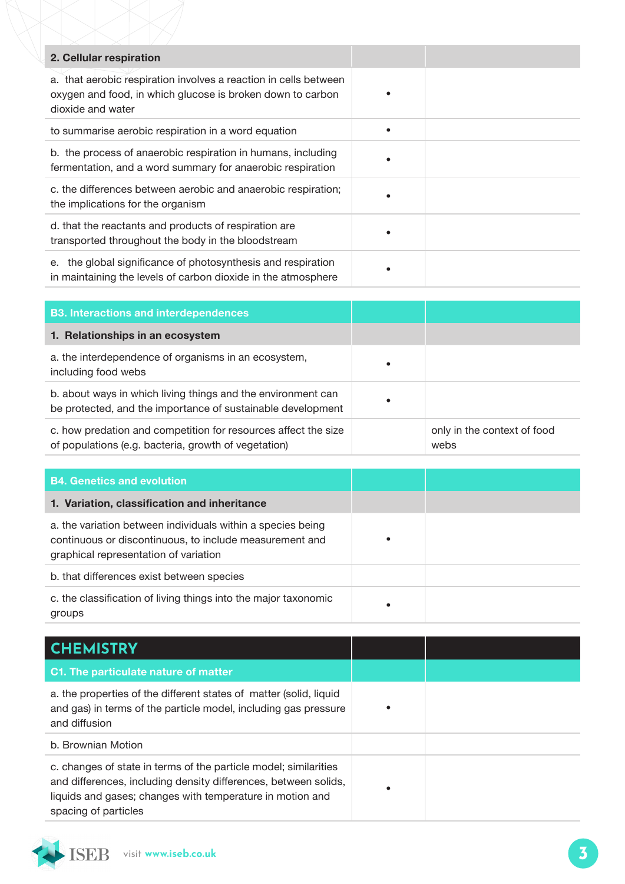| 2. Cellular respiration | | |
|---|---|---|
| a. that aerobic respiration involves a reaction in cells between oxygen and food, in which glucose is broken down to carbon dioxide and water | • | |
| to summarise aerobic respiration in a word equation | • | |
| b. the process of anaerobic respiration in humans, including fermentation, and a word summary for anaerobic respiration | • | |
| c. the differences between aerobic and anaerobic respiration; the implications for the organism | • | |
| d. that the reactants and products of respiration are transported throughout the body in the bloodstream | • | |
| e. the global significance of photosynthesis and respiration in maintaining the levels of carbon dioxide in the atmosphere | • | |

| B3. Interactions and interdependences | | |
|---|---|---|
| **1. Relationships in an ecosystem** | | |
| a. the interdependence of organisms in an ecosystem, including food webs | • | |
| b. about ways in which living things and the environment can be protected, and the importance of sustainable development | • | |
| c. how predation and competition for resources affect the size of populations (e.g. bacteria, growth of vegetation) | | only in the context of food webs |

| B4. Genetics and evolution | | |
|---|---|---|
| **1. Variation, classification and inheritance** | | |
| a. the variation between individuals within a species being continuous or discontinuous, to include measurement and graphical representation of variation | • | |
| b. that differences exist between species | | |
| c. the classification of living things into the major taxonomic groups | • | |

# CHEMISTRY

| C1. The particulate nature of matter | | |
|---|---|---|
| a. the properties of the different states of matter (solid, liquid and gas) in terms of the particle model, including gas pressure and diffusion | • | |
| b. Brownian Motion | | |
| c. changes of state in terms of the particle model; similarities and differences, including density differences, between solids, liquids and gases; changes with temperature in motion and spacing of particles | • | |

ISEB visit www.iseb.co.uk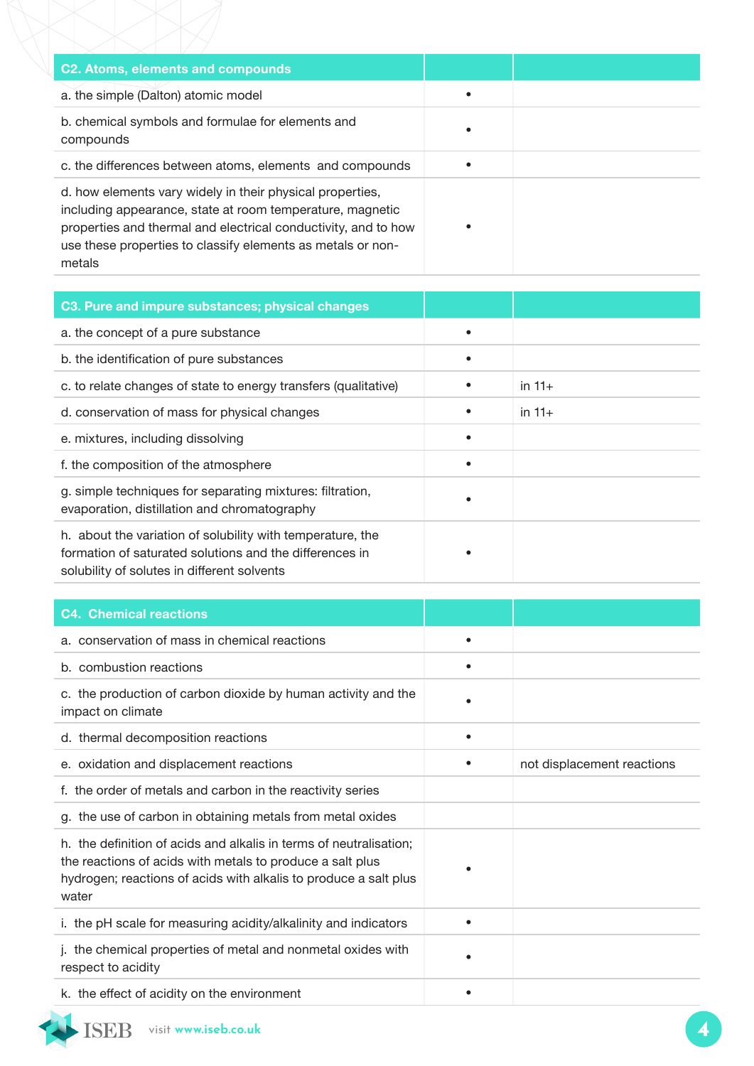| C2. Atoms, elements and compounds | | |
|---|---|---|
| a. the simple (Dalton) atomic model | • | |
| b. chemical symbols and formulae for elements and compounds | • | |
| c. the differences between atoms, elements and compounds | • | |
| d. how elements vary widely in their physical properties, including appearance, state at room temperature, magnetic properties and thermal and electrical conductivity, and to how use these properties to classify elements as metals or non-metals | • | |

| C3. Pure and impure substances; physical changes | | |
|---|---|---|
| a. the concept of a pure substance | • | |
| b. the identification of pure substances | • | |
| c. to relate changes of state to energy transfers (qualitative) | • | in 11+ |
| d. conservation of mass for physical changes | • | in 11+ |
| e. mixtures, including dissolving | • | |
| f. the composition of the atmosphere | • | |
| g. simple techniques for separating mixtures: filtration, evaporation, distillation and chromatography | • | |
| h. about the variation of solubility with temperature, the formation of saturated solutions and the differences in solubility of solutes in different solvents | • | |

| C4. Chemical reactions | | |
|---|---|---|
| a. conservation of mass in chemical reactions | • | |
| b. combustion reactions | • | |
| c. the production of carbon dioxide by human activity and the impact on climate | • | |
| d. thermal decomposition reactions | • | |
| e. oxidation and displacement reactions | • | not displacement reactions |
| f. the order of metals and carbon in the reactivity series | | |
| g. the use of carbon in obtaining metals from metal oxides | | |
| h. the definition of acids and alkalis in terms of neutralisation; the reactions of acids with metals to produce a salt plus hydrogen; reactions of acids with alkalis to produce a salt plus water | • | |
| i. the pH scale for measuring acidity/alkalinity and indicators | • | |
| j. the chemical properties of metal and nonmetal oxides with respect to acidity | • | |
| k. the effect of acidity on the environment | • | |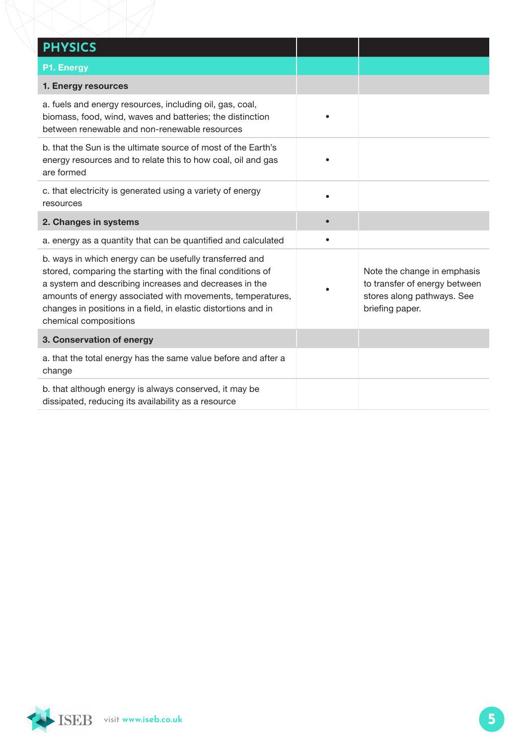| PHYSICS | | |
|---|---|---|
| **P1. Energy** | | |
| **1. Energy resources** | | |
| a. fuels and energy resources, including oil, gas, coal, biomass, food, wind, waves and batteries; the distinction between renewable and non-renewable resources | • | |
| b. that the Sun is the ultimate source of most of the Earth's energy resources and to relate this to how coal, oil and gas are formed | • | |
| c. that electricity is generated using a variety of energy resources | • | |
| **2. Changes in systems** | • | |
| a. energy as a quantity that can be quantified and calculated | • | |
| b. ways in which energy can be usefully transferred and stored, comparing the starting with the final conditions of a system and describing increases and decreases in the amounts of energy associated with movements, temperatures, changes in positions in a field, in elastic distortions and in chemical compositions | • | Note the change in emphasis to transfer of energy between stores along pathways. See briefing paper. |
| **3. Conservation of energy** | | |
| a. that the total energy has the same value before and after a change | | |
| b. that although energy is always conserved, it may be dissipated, reducing its availability as a resource | | |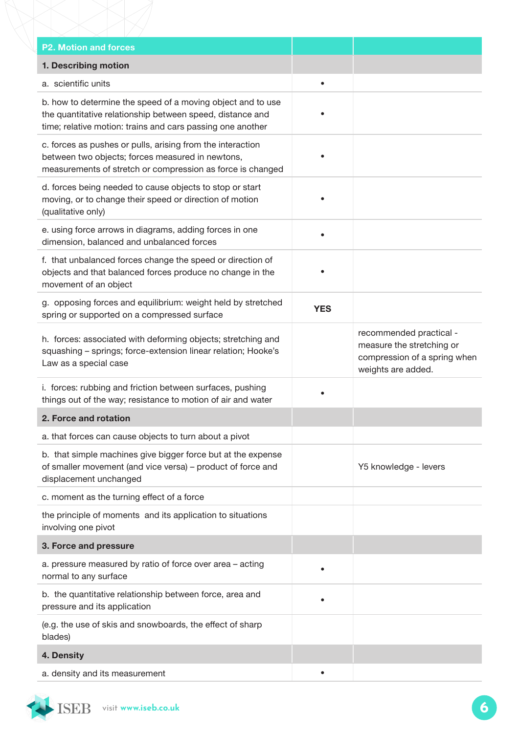| P2. Motion and forces | | |
|---|---|---|
| **1. Describing motion** | | |
| a. scientific units | • | |
| b. how to determine the speed of a moving object and to use the quantitative relationship between speed, distance and time; relative motion: trains and cars passing one another | • | |
| c. forces as pushes or pulls, arising from the interaction between two objects; forces measured in newtons, measurements of stretch or compression as force is changed | • | |
| d. forces being needed to cause objects to stop or start moving, or to change their speed or direction of motion (qualitative only) | • | |
| e. using force arrows in diagrams, adding forces in one dimension, balanced and unbalanced forces | • | |
| f. that unbalanced forces change the speed or direction of objects and that balanced forces produce no change in the movement of an object | • | |
| g. opposing forces and equilibrium: weight held by stretched spring or supported on a compressed surface | **YES** | |
| h. forces: associated with deforming objects; stretching and squashing – springs; force-extension linear relation; Hooke's Law as a special case | | recommended practical - measure the stretching or compression of a spring when weights are added. |
| i. forces: rubbing and friction between surfaces, pushing things out of the way; resistance to motion of air and water | • | |
| **2. Force and rotation** | | |
| a. that forces can cause objects to turn about a pivot | | |
| b. that simple machines give bigger force but at the expense of smaller movement (and vice versa) – product of force and displacement unchanged | | Y5 knowledge - levers |
| c. moment as the turning effect of a force | | |
| the principle of moments and its application to situations involving one pivot | | |
| **3. Force and pressure** | | |
| a. pressure measured by ratio of force over area – acting normal to any surface | • | |
| b. the quantitative relationship between force, area and pressure and its application | • | |
| (e.g. the use of skis and snowboards, the effect of sharp blades) | | |
| **4. Density** | | |
| a. density and its measurement | • | |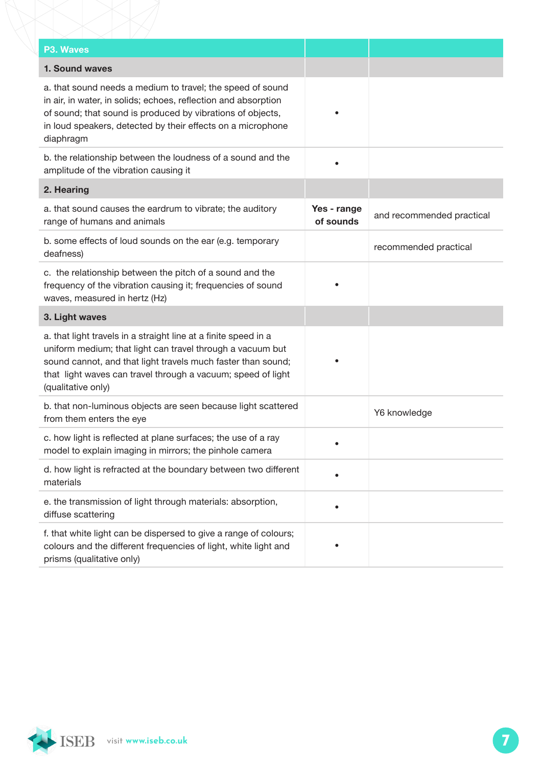| P3. Waves | | |
|---|---|---|
| **1. Sound waves** | | |
| a. that sound needs a medium to travel; the speed of sound in air, in water, in solids; echoes, reflection and absorption of sound; that sound is produced by vibrations of objects, in loud speakers, detected by their effects on a microphone diaphragm | • | |
| b. the relationship between the loudness of a sound and the amplitude of the vibration causing it | • | |
| **2. Hearing** | | |
| a. that sound causes the eardrum to vibrate; the auditory range of humans and animals | **Yes - range of sounds** | and recommended practical |
| b. some effects of loud sounds on the ear (e.g. temporary deafness) | | recommended practical |
| c. the relationship between the pitch of a sound and the frequency of the vibration causing it; frequencies of sound waves, measured in hertz (Hz) | • | |
| **3. Light waves** | | |
| a. that light travels in a straight line at a finite speed in a uniform medium; that light can travel through a vacuum but sound cannot, and that light travels much faster than sound; that light waves can travel through a vacuum; speed of light (qualitative only) | • | |
| b. that non-luminous objects are seen because light scattered from them enters the eye | | Y6 knowledge |
| c. how light is reflected at plane surfaces; the use of a ray model to explain imaging in mirrors; the pinhole camera | • | |
| d. how light is refracted at the boundary between two different materials | • | |
| e. the transmission of light through materials: absorption, diffuse scattering | • | |
| f. that white light can be dispersed to give a range of colours; colours and the different frequencies of light, white light and prisms (qualitative only) | • | |

ISEB visit www.iseb.co.uk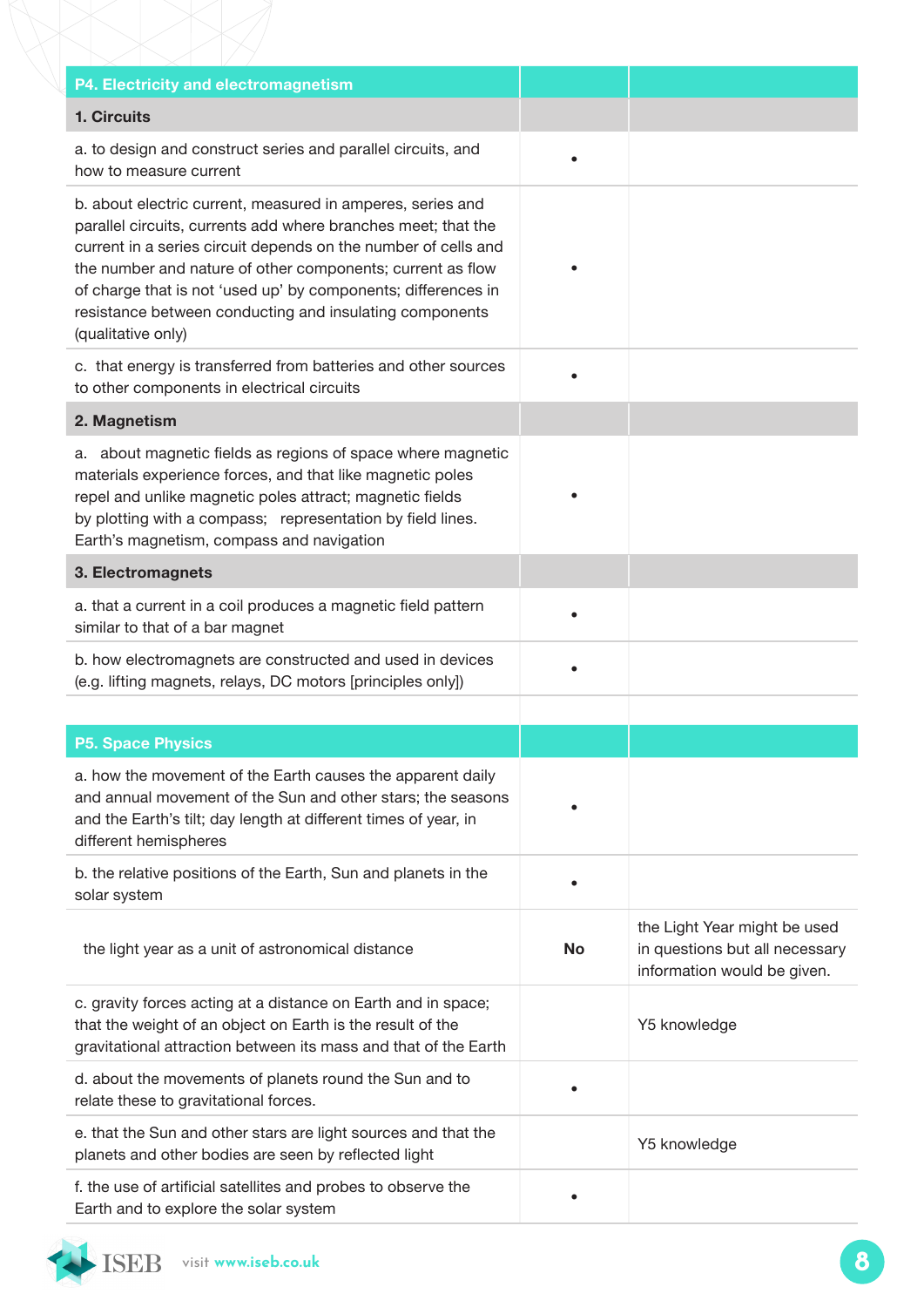| | | |
|---|---|---|
| **P4. Electricity and electromagnetism** | | |
| **1. Circuits** | | |
| a. to design and construct series and parallel circuits, and how to measure current | • | |
| b. about electric current, measured in amperes, series and parallel circuits, currents add where branches meet; that the current in a series circuit depends on the number of cells and the number and nature of other components; current as flow of charge that is not 'used up' by components; differences in resistance between conducting and insulating components (qualitative only) | • | |
| c. that energy is transferred from batteries and other sources to other components in electrical circuits | • | |
| **2. Magnetism** | | |
| a. about magnetic fields as regions of space where magnetic materials experience forces, and that like magnetic poles repel and unlike magnetic poles attract; magnetic fields by plotting with a compass; representation by field lines. Earth's magnetism, compass and navigation | • | |
| **3. Electromagnets** | | |
| a. that a current in a coil produces a magnetic field pattern similar to that of a bar magnet | • | |
| b. how electromagnets are constructed and used in devices (e.g. lifting magnets, relays, DC motors [principles only]) | • | |
| | | |
| **P5. Space Physics** | | |
| a. how the movement of the Earth causes the apparent daily and annual movement of the Sun and other stars; the seasons and the Earth's tilt; day length at different times of year, in different hemispheres | • | |
| b. the relative positions of the Earth, Sun and planets in the solar system | • | |
| the light year as a unit of astronomical distance | **No** | the Light Year might be used in questions but all necessary information would be given. |
| c. gravity forces acting at a distance on Earth and in space; that the weight of an object on Earth is the result of the gravitational attraction between its mass and that of the Earth | | Y5 knowledge |
| d. about the movements of planets round the Sun and to relate these to gravitational forces. | • | |
| e. that the Sun and other stars are light sources and that the planets and other bodies are seen by reflected light | | Y5 knowledge |
| f. the use of artificial satellites and probes to observe the Earth and to explore the solar system | • | |

ISEB visit **www.iseb.co.uk**